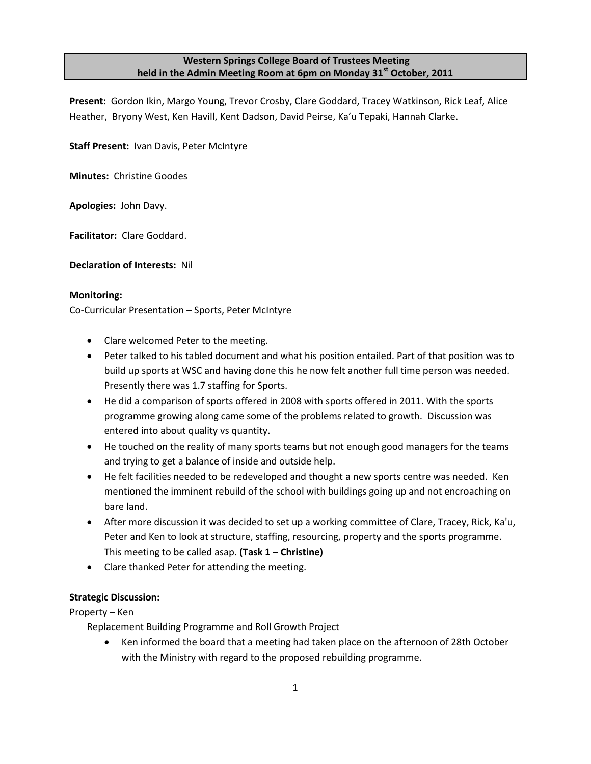# Western Springs College Board of Trustees Meeting
## held in the Admin Meeting Room at 6pm on Monday 31st October, 2011

**Present:** Gordon Ikin, Margo Young, Trevor Crosby, Clare Goddard, Tracey Watkinson, Rick Leaf, Alice Heather, Bryony West, Ken Havill, Kent Dadson, David Peirse, Ka'u Tepaki, Hannah Clarke.

**Staff Present:** Ivan Davis, Peter McIntyre

**Minutes:** Christine Goodes

**Apologies:** John Davy.

**Facilitator:** Clare Goddard.

**Declaration of Interests:** Nil

**Monitoring:**

Co-Curricular Presentation – Sports, Peter McIntyre

- Clare welcomed Peter to the meeting.
- Peter talked to his tabled document and what his position entailed. Part of that position was to build up sports at WSC and having done this he now felt another full time person was needed. Presently there was 1.7 staffing for Sports.
- He did a comparison of sports offered in 2008 with sports offered in 2011. With the sports programme growing along came some of the problems related to growth. Discussion was entered into about quality vs quantity.
- He touched on the reality of many sports teams but not enough good managers for the teams and trying to get a balance of inside and outside help.
- He felt facilities needed to be redeveloped and thought a new sports centre was needed. Ken mentioned the imminent rebuild of the school with buildings going up and not encroaching on bare land.
- After more discussion it was decided to set up a working committee of Clare, Tracey, Rick, Ka'u, Peter and Ken to look at structure, staffing, resourcing, property and the sports programme. This meeting to be called asap. **(Task 1 – Christine)**
- Clare thanked Peter for attending the meeting.

**Strategic Discussion:**

Property – Ken

Replacement Building Programme and Roll Growth Project

- Ken informed the board that a meeting had taken place on the afternoon of 28th October with the Ministry with regard to the proposed rebuilding programme.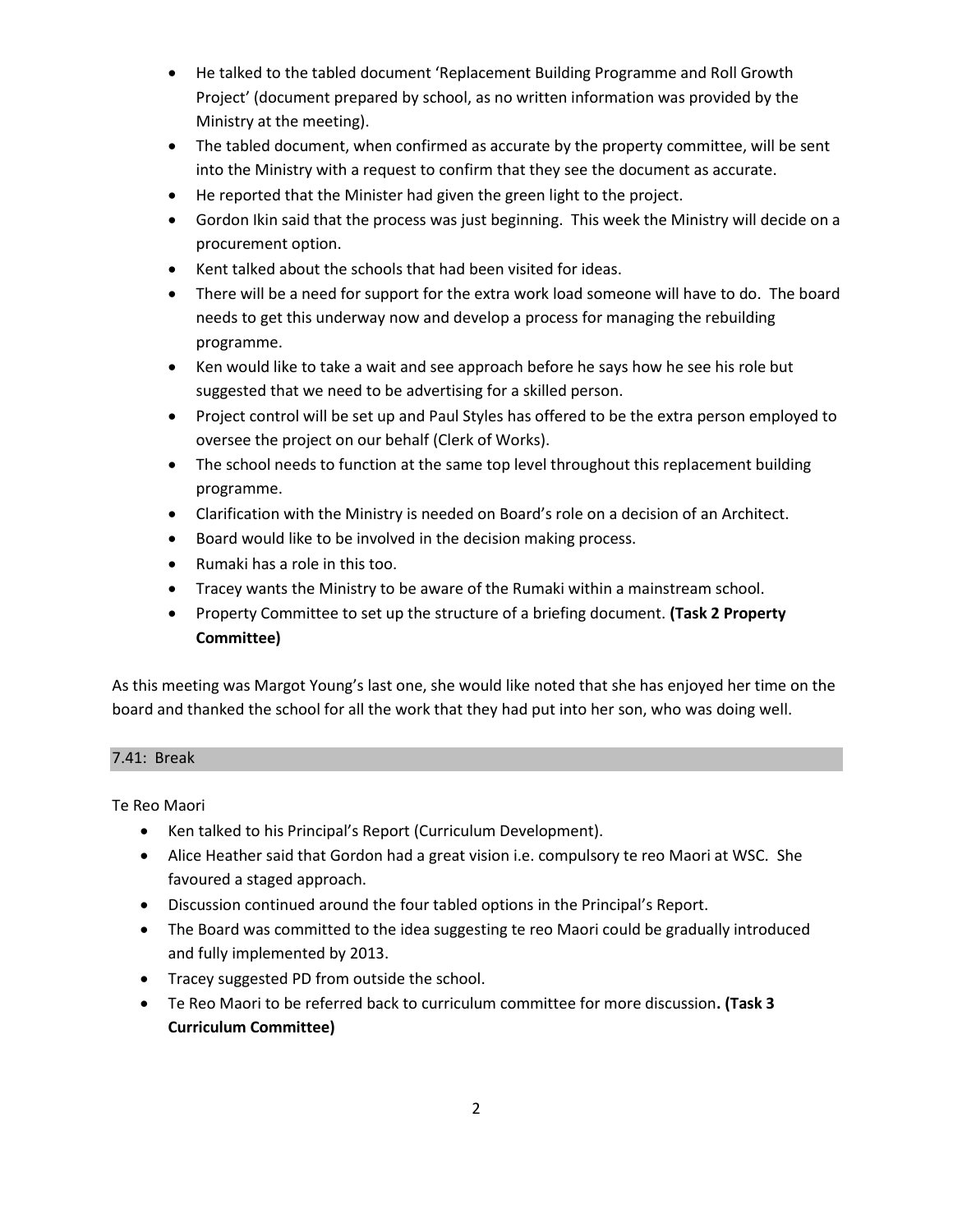- He talked to the tabled document 'Replacement Building Programme and Roll Growth Project' (document prepared by school, as no written information was provided by the Ministry at the meeting).
- The tabled document, when confirmed as accurate by the property committee, will be sent into the Ministry with a request to confirm that they see the document as accurate.
- He reported that the Minister had given the green light to the project.
- Gordon Ikin said that the process was just beginning. This week the Ministry will decide on a procurement option.
- Kent talked about the schools that had been visited for ideas.
- There will be a need for support for the extra work load someone will have to do. The board needs to get this underway now and develop a process for managing the rebuilding programme.
- Ken would like to take a wait and see approach before he says how he see his role but suggested that we need to be advertising for a skilled person.
- Project control will be set up and Paul Styles has offered to be the extra person employed to oversee the project on our behalf (Clerk of Works).
- The school needs to function at the same top level throughout this replacement building programme.
- Clarification with the Ministry is needed on Board's role on a decision of an Architect.
- Board would like to be involved in the decision making process.
- Rumaki has a role in this too.
- Tracey wants the Ministry to be aware of the Rumaki within a mainstream school.
- Property Committee to set up the structure of a briefing document. **(Task 2 Property Committee)**

As this meeting was Margot Young's last one, she would like noted that she has enjoyed her time on the board and thanked the school for all the work that they had put into her son, who was doing well.

## 7.41: Break

Te Reo Maori

- Ken talked to his Principal's Report (Curriculum Development).
- Alice Heather said that Gordon had a great vision i.e. compulsory te reo Maori at WSC. She favoured a staged approach.
- Discussion continued around the four tabled options in the Principal's Report.
- The Board was committed to the idea suggesting te reo Maori could be gradually introduced and fully implemented by 2013.
- Tracey suggested PD from outside the school.
- Te Reo Maori to be referred back to curriculum committee for more discussion**. (Task 3 Curriculum Committee)**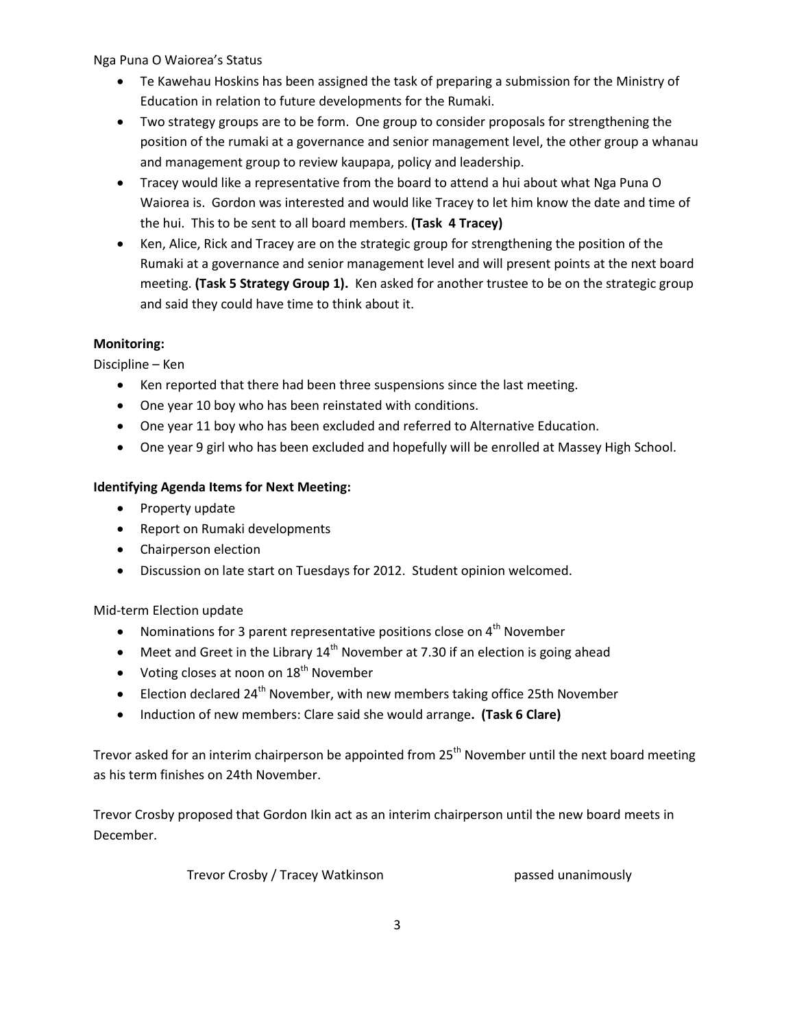Nga Puna O Waiorea's Status

- Te Kawehau Hoskins has been assigned the task of preparing a submission for the Ministry of Education in relation to future developments for the Rumaki.
- Two strategy groups are to be form. One group to consider proposals for strengthening the position of the rumaki at a governance and senior management level, the other group a whanau and management group to review kaupapa, policy and leadership.
- Tracey would like a representative from the board to attend a hui about what Nga Puna O Waiorea is. Gordon was interested and would like Tracey to let him know the date and time of the hui. This to be sent to all board members. **(Task 4 Tracey)**
- Ken, Alice, Rick and Tracey are on the strategic group for strengthening the position of the Rumaki at a governance and senior management level and will present points at the next board meeting. **(Task 5 Strategy Group 1).** Ken asked for another trustee to be on the strategic group and said they could have time to think about it.

**Monitoring:**

Discipline – Ken

- Ken reported that there had been three suspensions since the last meeting.
- One year 10 boy who has been reinstated with conditions.
- One year 11 boy who has been excluded and referred to Alternative Education.
- One year 9 girl who has been excluded and hopefully will be enrolled at Massey High School.

**Identifying Agenda Items for Next Meeting:**

- Property update
- Report on Rumaki developments
- Chairperson election
- Discussion on late start on Tuesdays for 2012. Student opinion welcomed.

Mid-term Election update

- Nominations for 3 parent representative positions close on 4th November
- Meet and Greet in the Library 14th November at 7.30 if an election is going ahead
- Voting closes at noon on 18th November
- Election declared 24th November, with new members taking office 25th November
- Induction of new members: Clare said she would arrange**. (Task 6 Clare)**

Trevor asked for an interim chairperson be appointed from 25th November until the next board meeting as his term finishes on 24th November.

Trevor Crosby proposed that Gordon Ikin act as an interim chairperson until the new board meets in December.

Trevor Crosby / Tracey Watkinson passed unanimously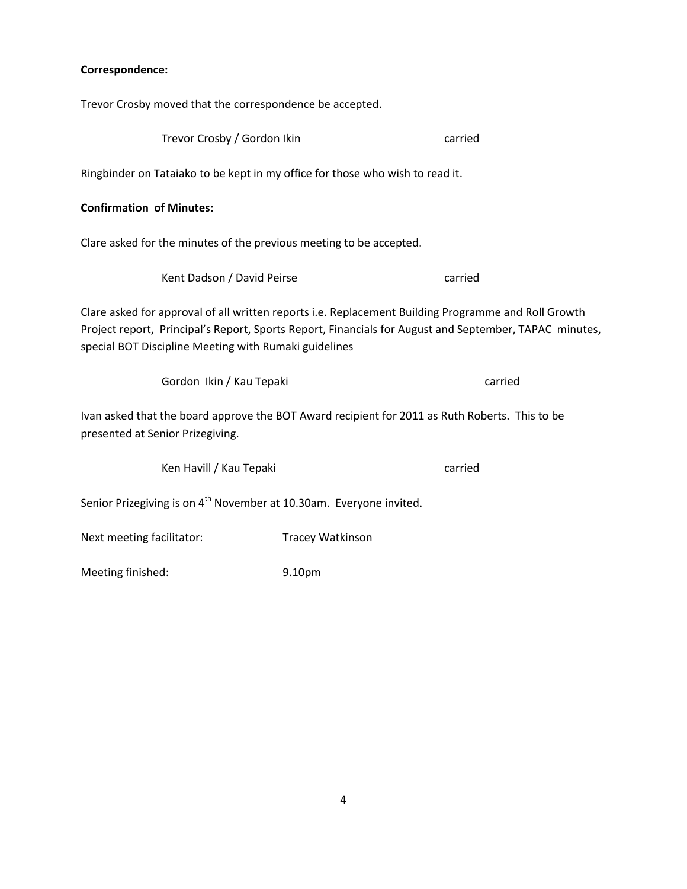**Correspondence:**

Trevor Crosby moved that the correspondence be accepted.

Trevor Crosby / Gordon Ikin carried

Ringbinder on Tataiako to be kept in my office for those who wish to read it.

**Confirmation of Minutes:**

Clare asked for the minutes of the previous meeting to be accepted.

Kent Dadson / David Peirse carried

Clare asked for approval of all written reports i.e. Replacement Building Programme and Roll Growth Project report, Principal's Report, Sports Report, Financials for August and September, TAPAC minutes, special BOT Discipline Meeting with Rumaki guidelines

Gordon Ikin / Kau Tepaki carried

Ivan asked that the board approve the BOT Award recipient for 2011 as Ruth Roberts. This to be presented at Senior Prizegiving.

Ken Havill / Kau Tepaki carried

Senior Prizegiving is on 4th November at 10.30am. Everyone invited.

Next meeting facilitator: Tracey Watkinson

Meeting finished: 9.10pm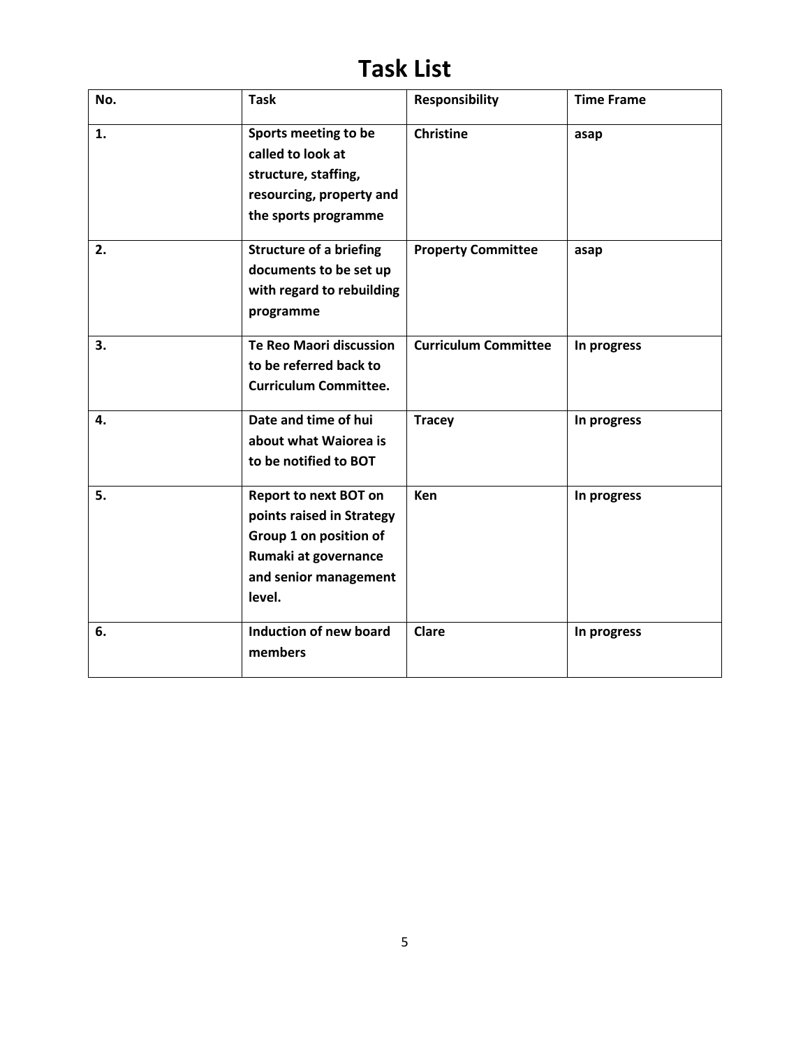# Task List

| No. | Task | Responsibility | Time Frame |
|---|---|---|---|
| 1. | **Sports meeting to be called to look at structure, staffing, resourcing, property and the sports programme** | **Christine** | **asap** |
| 2. | **Structure of a briefing documents to be set up with regard to rebuilding programme** | **Property Committee** | **asap** |
| 3. | **Te Reo Maori discussion to be referred back to Curriculum Committee.** | **Curriculum Committee** | **In progress** |
| 4. | **Date and time of hui about what Waiorea is to be notified to BOT** | **Tracey** | **In progress** |
| 5. | **Report to next BOT on points raised in Strategy Group 1 on position of Rumaki at governance and senior management level.** | **Ken** | **In progress** |
| 6. | **Induction of new board members** | **Clare** | **In progress** |